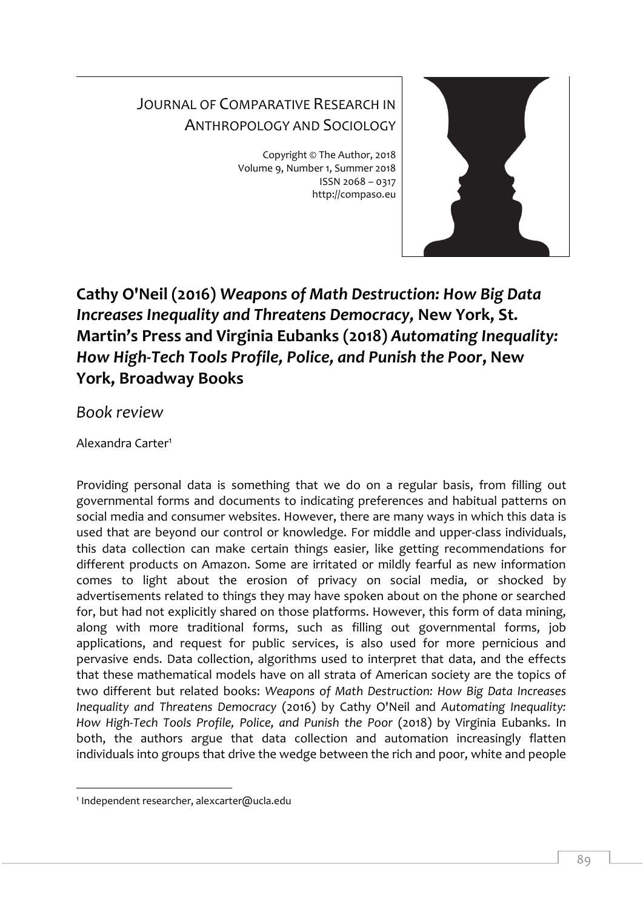JOURNAL OF COMPARATIVE RESEARCH IN ANTHROPOLOGY AND SOCIOLOGY

Copyright © The Author, 2018
Volume 9, Number 1, Summer 2018
ISSN 2068 – 0317
http://compaso.eu

# Cathy O'Neil (2016) *Weapons of Math Destruction: How Big Data Increases Inequality and Threatens Democracy,* New York, St. Martin's Press and Virginia Eubanks (2018) *Automating Inequality: How High-Tech Tools Profile, Police, and Punish the Poor*, New York, Broadway Books

## *Book review*

Alexandra Carter[1]

Providing personal data is something that we do on a regular basis, from filling out governmental forms and documents to indicating preferences and habitual patterns on social media and consumer websites. However, there are many ways in which this data is used that are beyond our control or knowledge. For middle and upper-class individuals, this data collection can make certain things easier, like getting recommendations for different products on Amazon. Some are irritated or mildly fearful as new information comes to light about the erosion of privacy on social media, or shocked by advertisements related to things they may have spoken about on the phone or searched for, but had not explicitly shared on those platforms. However, this form of data mining, along with more traditional forms, such as filling out governmental forms, job applications, and request for public services, is also used for more pernicious and pervasive ends. Data collection, algorithms used to interpret that data, and the effects that these mathematical models have on all strata of American society are the topics of two different but related books: *Weapons of Math Destruction: How Big Data Increases Inequality and Threatens Democracy* (2016) by Cathy O'Neil and *Automating Inequality: How High-Tech Tools Profile, Police, and Punish the Poor* (2018) by Virginia Eubanks. In both, the authors argue that data collection and automation increasingly flatten individuals into groups that drive the wedge between the rich and poor, white and people

---

[1] Independent researcher, alexcarter@ucla.edu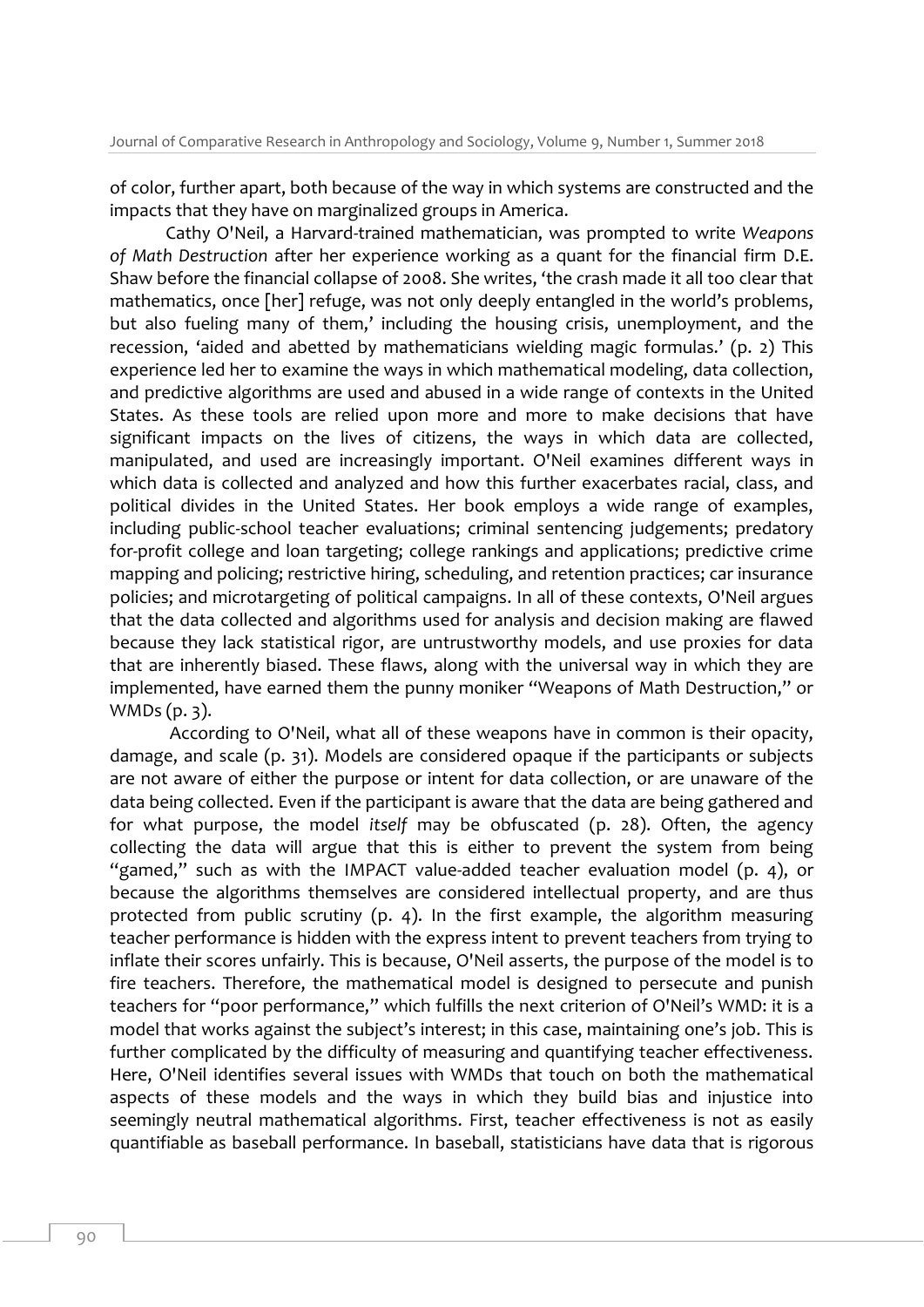of color, further apart, both because of the way in which systems are constructed and the impacts that they have on marginalized groups in America.

Cathy O'Neil, a Harvard-trained mathematician, was prompted to write *Weapons of Math Destruction* after her experience working as a quant for the financial firm D.E. Shaw before the financial collapse of 2008. She writes, 'the crash made it all too clear that mathematics, once [her] refuge, was not only deeply entangled in the world's problems, but also fueling many of them,' including the housing crisis, unemployment, and the recession, 'aided and abetted by mathematicians wielding magic formulas.' (p. 2) This experience led her to examine the ways in which mathematical modeling, data collection, and predictive algorithms are used and abused in a wide range of contexts in the United States. As these tools are relied upon more and more to make decisions that have significant impacts on the lives of citizens, the ways in which data are collected, manipulated, and used are increasingly important. O'Neil examines different ways in which data is collected and analyzed and how this further exacerbates racial, class, and political divides in the United States. Her book employs a wide range of examples, including public-school teacher evaluations; criminal sentencing judgements; predatory for-profit college and loan targeting; college rankings and applications; predictive crime mapping and policing; restrictive hiring, scheduling, and retention practices; car insurance policies; and microtargeting of political campaigns. In all of these contexts, O'Neil argues that the data collected and algorithms used for analysis and decision making are flawed because they lack statistical rigor, are untrustworthy models, and use proxies for data that are inherently biased. These flaws, along with the universal way in which they are implemented, have earned them the punny moniker "Weapons of Math Destruction," or WMDs (p. 3).

According to O'Neil, what all of these weapons have in common is their opacity, damage, and scale (p. 31). Models are considered opaque if the participants or subjects are not aware of either the purpose or intent for data collection, or are unaware of the data being collected. Even if the participant is aware that the data are being gathered and for what purpose, the model *itself* may be obfuscated (p. 28). Often, the agency collecting the data will argue that this is either to prevent the system from being "gamed," such as with the IMPACT value-added teacher evaluation model (p. 4), or because the algorithms themselves are considered intellectual property, and are thus protected from public scrutiny (p. 4). In the first example, the algorithm measuring teacher performance is hidden with the express intent to prevent teachers from trying to inflate their scores unfairly. This is because, O'Neil asserts, the purpose of the model is to fire teachers. Therefore, the mathematical model is designed to persecute and punish teachers for "poor performance," which fulfills the next criterion of O'Neil's WMD: it is a model that works against the subject's interest; in this case, maintaining one's job. This is further complicated by the difficulty of measuring and quantifying teacher effectiveness. Here, O'Neil identifies several issues with WMDs that touch on both the mathematical aspects of these models and the ways in which they build bias and injustice into seemingly neutral mathematical algorithms. First, teacher effectiveness is not as easily quantifiable as baseball performance. In baseball, statisticians have data that is rigorous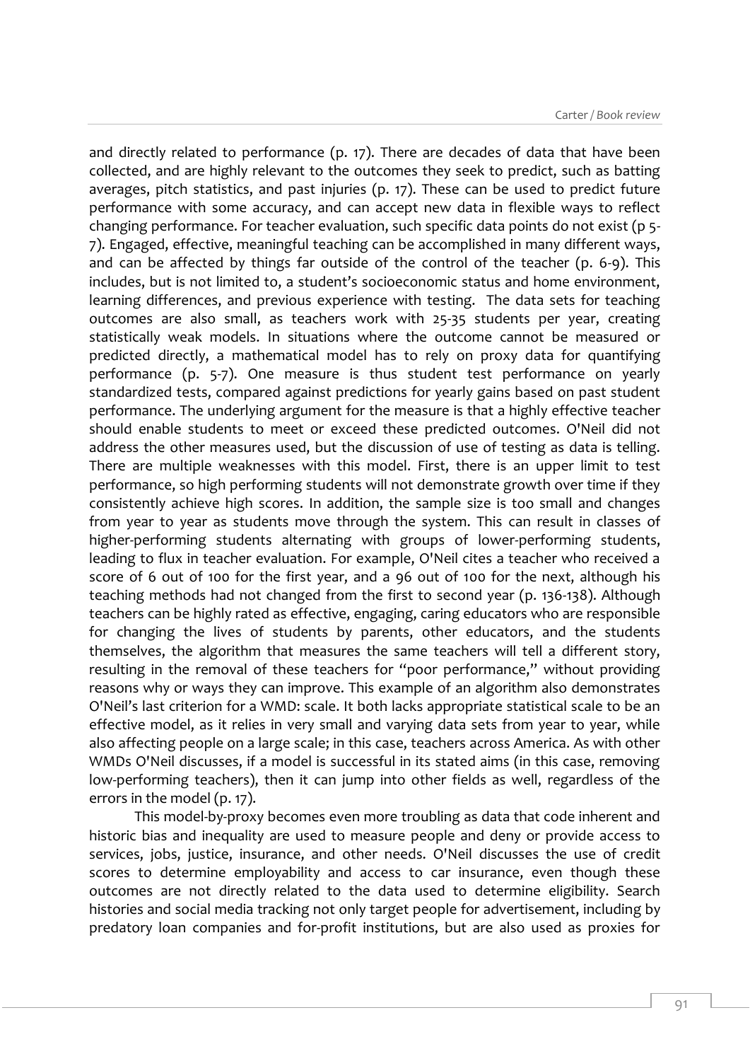and directly related to performance (p. 17). There are decades of data that have been collected, and are highly relevant to the outcomes they seek to predict, such as batting averages, pitch statistics, and past injuries (p. 17). These can be used to predict future performance with some accuracy, and can accept new data in flexible ways to reflect changing performance. For teacher evaluation, such specific data points do not exist (p 5-7). Engaged, effective, meaningful teaching can be accomplished in many different ways, and can be affected by things far outside of the control of the teacher (p. 6-9). This includes, but is not limited to, a student's socioeconomic status and home environment, learning differences, and previous experience with testing. The data sets for teaching outcomes are also small, as teachers work with 25-35 students per year, creating statistically weak models. In situations where the outcome cannot be measured or predicted directly, a mathematical model has to rely on proxy data for quantifying performance (p. 5-7). One measure is thus student test performance on yearly standardized tests, compared against predictions for yearly gains based on past student performance. The underlying argument for the measure is that a highly effective teacher should enable students to meet or exceed these predicted outcomes. O'Neil did not address the other measures used, but the discussion of use of testing as data is telling. There are multiple weaknesses with this model. First, there is an upper limit to test performance, so high performing students will not demonstrate growth over time if they consistently achieve high scores. In addition, the sample size is too small and changes from year to year as students move through the system. This can result in classes of higher-performing students alternating with groups of lower-performing students, leading to flux in teacher evaluation. For example, O'Neil cites a teacher who received a score of 6 out of 100 for the first year, and a 96 out of 100 for the next, although his teaching methods had not changed from the first to second year (p. 136-138). Although teachers can be highly rated as effective, engaging, caring educators who are responsible for changing the lives of students by parents, other educators, and the students themselves, the algorithm that measures the same teachers will tell a different story, resulting in the removal of these teachers for "poor performance," without providing reasons why or ways they can improve. This example of an algorithm also demonstrates O'Neil's last criterion for a WMD: scale. It both lacks appropriate statistical scale to be an effective model, as it relies in very small and varying data sets from year to year, while also affecting people on a large scale; in this case, teachers across America. As with other WMDs O'Neil discusses, if a model is successful in its stated aims (in this case, removing low-performing teachers), then it can jump into other fields as well, regardless of the errors in the model (p. 17).

This model-by-proxy becomes even more troubling as data that code inherent and historic bias and inequality are used to measure people and deny or provide access to services, jobs, justice, insurance, and other needs. O'Neil discusses the use of credit scores to determine employability and access to car insurance, even though these outcomes are not directly related to the data used to determine eligibility. Search histories and social media tracking not only target people for advertisement, including by predatory loan companies and for-profit institutions, but are also used as proxies for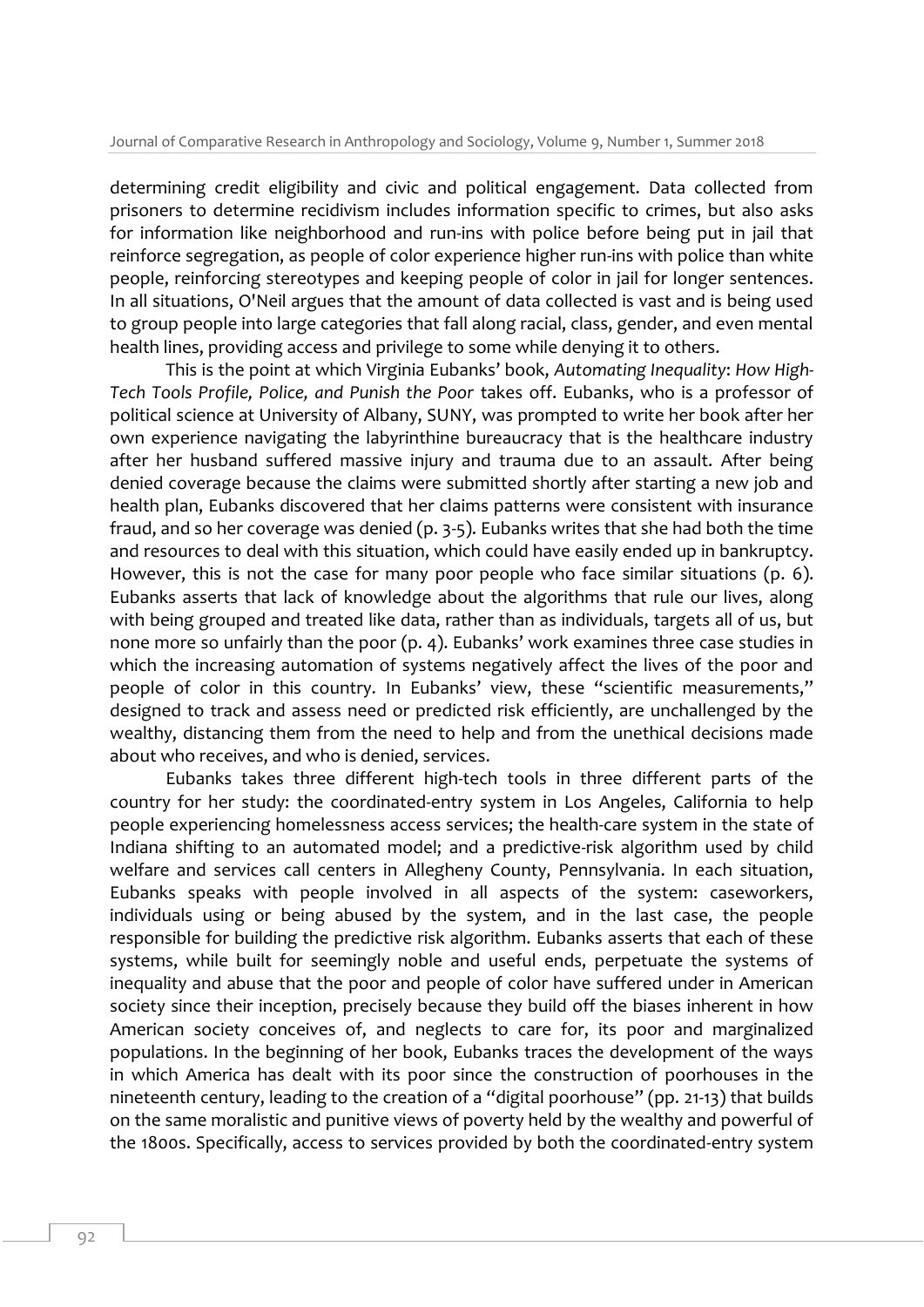determining credit eligibility and civic and political engagement. Data collected from prisoners to determine recidivism includes information specific to crimes, but also asks for information like neighborhood and run-ins with police before being put in jail that reinforce segregation, as people of color experience higher run-ins with police than white people, reinforcing stereotypes and keeping people of color in jail for longer sentences. In all situations, O'Neil argues that the amount of data collected is vast and is being used to group people into large categories that fall along racial, class, gender, and even mental health lines, providing access and privilege to some while denying it to others.

This is the point at which Virginia Eubanks' book, *Automating Inequality*: *How High-Tech Tools Profile, Police, and Punish the Poor* takes off. Eubanks, who is a professor of political science at University of Albany, SUNY, was prompted to write her book after her own experience navigating the labyrinthine bureaucracy that is the healthcare industry after her husband suffered massive injury and trauma due to an assault. After being denied coverage because the claims were submitted shortly after starting a new job and health plan, Eubanks discovered that her claims patterns were consistent with insurance fraud, and so her coverage was denied (p. 3-5). Eubanks writes that she had both the time and resources to deal with this situation, which could have easily ended up in bankruptcy. However, this is not the case for many poor people who face similar situations (p. 6). Eubanks asserts that lack of knowledge about the algorithms that rule our lives, along with being grouped and treated like data, rather than as individuals, targets all of us, but none more so unfairly than the poor (p. 4). Eubanks' work examines three case studies in which the increasing automation of systems negatively affect the lives of the poor and people of color in this country. In Eubanks' view, these "scientific measurements," designed to track and assess need or predicted risk efficiently, are unchallenged by the wealthy, distancing them from the need to help and from the unethical decisions made about who receives, and who is denied, services.

Eubanks takes three different high-tech tools in three different parts of the country for her study: the coordinated-entry system in Los Angeles, California to help people experiencing homelessness access services; the health-care system in the state of Indiana shifting to an automated model; and a predictive-risk algorithm used by child welfare and services call centers in Allegheny County, Pennsylvania. In each situation, Eubanks speaks with people involved in all aspects of the system: caseworkers, individuals using or being abused by the system, and in the last case, the people responsible for building the predictive risk algorithm. Eubanks asserts that each of these systems, while built for seemingly noble and useful ends, perpetuate the systems of inequality and abuse that the poor and people of color have suffered under in American society since their inception, precisely because they build off the biases inherent in how American society conceives of, and neglects to care for, its poor and marginalized populations. In the beginning of her book, Eubanks traces the development of the ways in which America has dealt with its poor since the construction of poorhouses in the nineteenth century, leading to the creation of a "digital poorhouse" (pp. 21-13) that builds on the same moralistic and punitive views of poverty held by the wealthy and powerful of the 1800s. Specifically, access to services provided by both the coordinated-entry system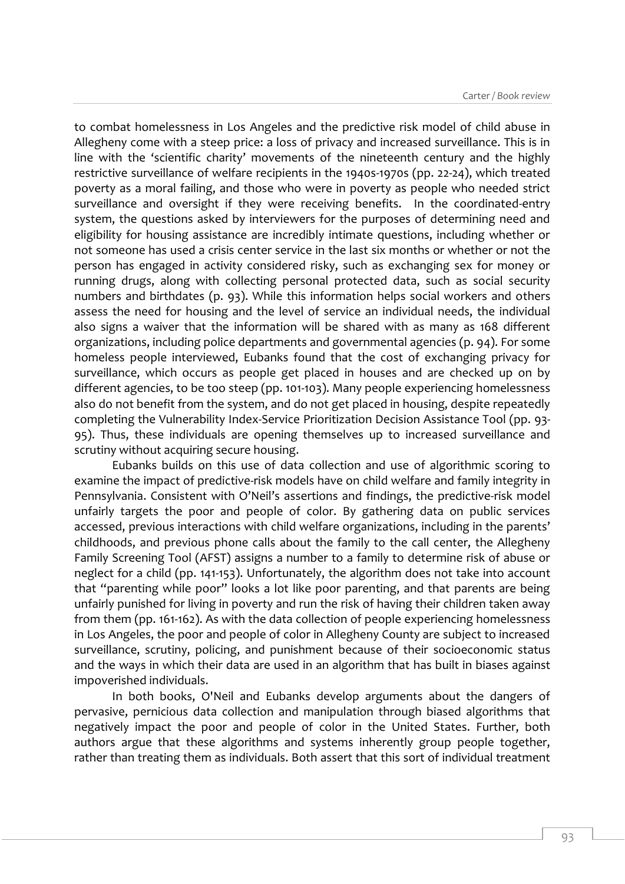to combat homelessness in Los Angeles and the predictive risk model of child abuse in Allegheny come with a steep price: a loss of privacy and increased surveillance. This is in line with the 'scientific charity' movements of the nineteenth century and the highly restrictive surveillance of welfare recipients in the 1940s-1970s (pp. 22-24), which treated poverty as a moral failing, and those who were in poverty as people who needed strict surveillance and oversight if they were receiving benefits. In the coordinated-entry system, the questions asked by interviewers for the purposes of determining need and eligibility for housing assistance are incredibly intimate questions, including whether or not someone has used a crisis center service in the last six months or whether or not the person has engaged in activity considered risky, such as exchanging sex for money or running drugs, along with collecting personal protected data, such as social security numbers and birthdates (p. 93). While this information helps social workers and others assess the need for housing and the level of service an individual needs, the individual also signs a waiver that the information will be shared with as many as 168 different organizations, including police departments and governmental agencies (p. 94). For some homeless people interviewed, Eubanks found that the cost of exchanging privacy for surveillance, which occurs as people get placed in houses and are checked up on by different agencies, to be too steep (pp. 101-103). Many people experiencing homelessness also do not benefit from the system, and do not get placed in housing, despite repeatedly completing the Vulnerability Index-Service Prioritization Decision Assistance Tool (pp. 93-95). Thus, these individuals are opening themselves up to increased surveillance and scrutiny without acquiring secure housing.

Eubanks builds on this use of data collection and use of algorithmic scoring to examine the impact of predictive-risk models have on child welfare and family integrity in Pennsylvania. Consistent with O'Neil's assertions and findings, the predictive-risk model unfairly targets the poor and people of color. By gathering data on public services accessed, previous interactions with child welfare organizations, including in the parents' childhoods, and previous phone calls about the family to the call center, the Allegheny Family Screening Tool (AFST) assigns a number to a family to determine risk of abuse or neglect for a child (pp. 141-153). Unfortunately, the algorithm does not take into account that "parenting while poor" looks a lot like poor parenting, and that parents are being unfairly punished for living in poverty and run the risk of having their children taken away from them (pp. 161-162). As with the data collection of people experiencing homelessness in Los Angeles, the poor and people of color in Allegheny County are subject to increased surveillance, scrutiny, policing, and punishment because of their socioeconomic status and the ways in which their data are used in an algorithm that has built in biases against impoverished individuals.

In both books, O'Neil and Eubanks develop arguments about the dangers of pervasive, pernicious data collection and manipulation through biased algorithms that negatively impact the poor and people of color in the United States. Further, both authors argue that these algorithms and systems inherently group people together, rather than treating them as individuals. Both assert that this sort of individual treatment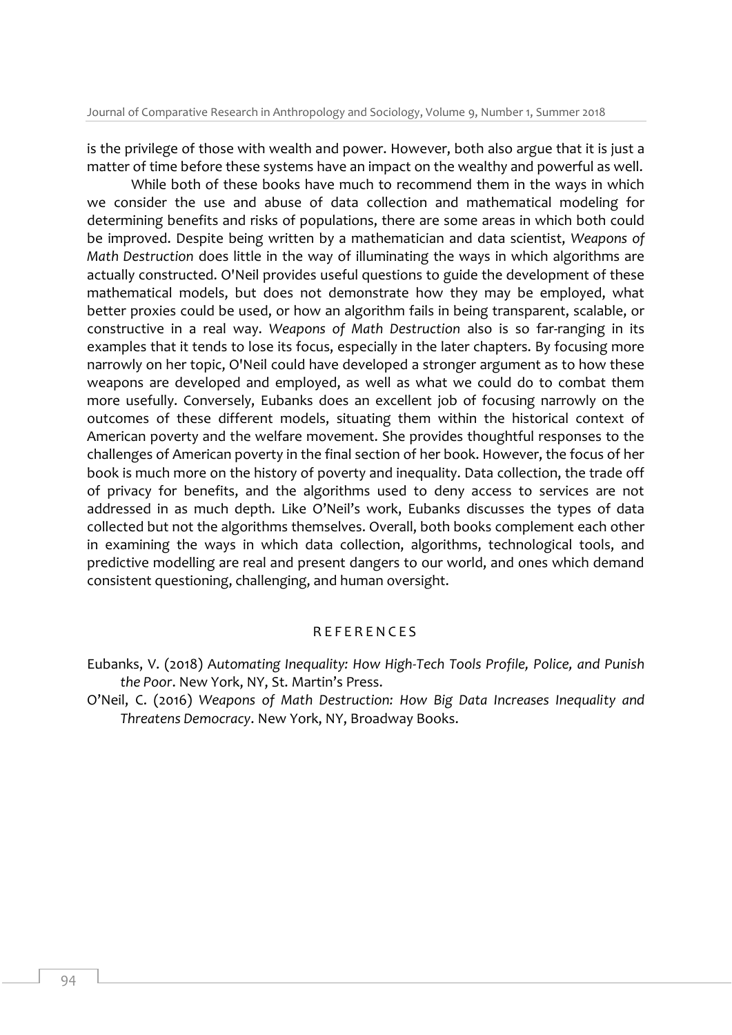is the privilege of those with wealth and power. However, both also argue that it is just a matter of time before these systems have an impact on the wealthy and powerful as well.

While both of these books have much to recommend them in the ways in which we consider the use and abuse of data collection and mathematical modeling for determining benefits and risks of populations, there are some areas in which both could be improved. Despite being written by a mathematician and data scientist, *Weapons of Math Destruction* does little in the way of illuminating the ways in which algorithms are actually constructed. O'Neil provides useful questions to guide the development of these mathematical models, but does not demonstrate how they may be employed, what better proxies could be used, or how an algorithm fails in being transparent, scalable, or constructive in a real way. *Weapons of Math Destruction* also is so far-ranging in its examples that it tends to lose its focus, especially in the later chapters. By focusing more narrowly on her topic, O'Neil could have developed a stronger argument as to how these weapons are developed and employed, as well as what we could do to combat them more usefully. Conversely, Eubanks does an excellent job of focusing narrowly on the outcomes of these different models, situating them within the historical context of American poverty and the welfare movement. She provides thoughtful responses to the challenges of American poverty in the final section of her book. However, the focus of her book is much more on the history of poverty and inequality. Data collection, the trade off of privacy for benefits, and the algorithms used to deny access to services are not addressed in as much depth. Like O'Neil's work, Eubanks discusses the types of data collected but not the algorithms themselves. Overall, both books complement each other in examining the ways in which data collection, algorithms, technological tools, and predictive modelling are real and present dangers to our world, and ones which demand consistent questioning, challenging, and human oversight.

## REFERENCES

Eubanks, V. (2018) *Automating Inequality: How High-Tech Tools Profile, Police, and Punish the Poor*. New York, NY, St. Martin's Press.

O'Neil, C. (2016) *Weapons of Math Destruction: How Big Data Increases Inequality and Threatens Democracy*. New York, NY, Broadway Books.